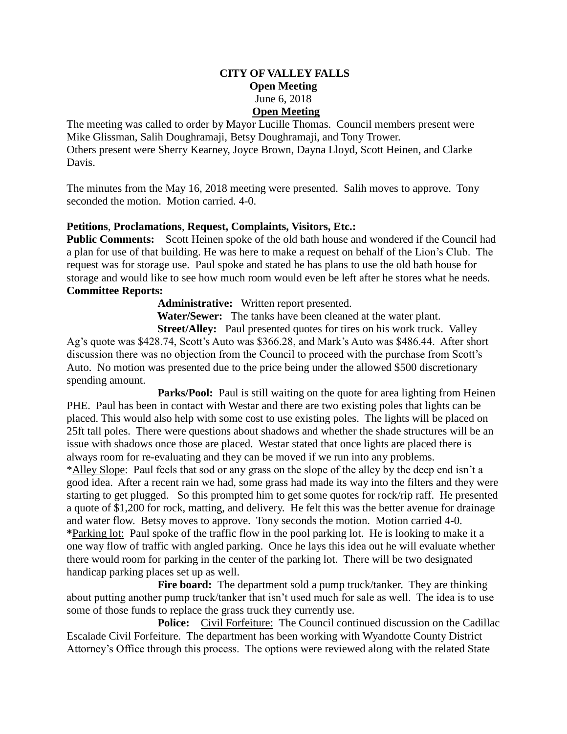# CITY OF VALLEY FALLS

**Open Meeting**

June 6, 2018

**Open Meeting**

The meeting was called to order by Mayor Lucille Thomas. Council members present were Mike Glissman, Salih Doughramaji, Betsy Doughramaji, and Tony Trower.
Others present were Sherry Kearney, Joyce Brown, Dayna Lloyd, Scott Heinen, and Clarke Davis.

The minutes from the May 16, 2018 meeting were presented. Salih moves to approve. Tony seconded the motion. Motion carried. 4-0.

**Petitions**, **Proclamations**, **Request, Complaints, Visitors, Etc.:**

**Public Comments:** Scott Heinen spoke of the old bath house and wondered if the Council had a plan for use of that building. He was here to make a request on behalf of the Lion's Club. The request was for storage use. Paul spoke and stated he has plans to use the old bath house for storage and would like to see how much room would even be left after he stores what he needs.

**Committee Reports:**

**Administrative:** Written report presented.

**Water/Sewer:** The tanks have been cleaned at the water plant.

**Street/Alley:** Paul presented quotes for tires on his work truck. Valley Ag's quote was $428.74, Scott's Auto was $366.28, and Mark's Auto was $486.44. After short discussion there was no objection from the Council to proceed with the purchase from Scott's Auto. No motion was presented due to the price being under the allowed $500 discretionary spending amount.

**Parks/Pool:** Paul is still waiting on the quote for area lighting from Heinen PHE. Paul has been in contact with Westar and there are two existing poles that lights can be placed. This would also help with some cost to use existing poles. The lights will be placed on 25ft tall poles. There were questions about shadows and whether the shade structures will be an issue with shadows once those are placed. Westar stated that once lights are placed there is always room for re-evaluating and they can be moved if we run into any problems.

*<u>Alley Slope</u>: Paul feels that sod or any grass on the slope of the alley by the deep end isn't a good idea. After a recent rain we had, some grass had made its way into the filters and they were starting to get plugged. So this prompted him to get some quotes for rock/rip raff. He presented a quote of $1,200 for rock, matting, and delivery. He felt this was the better avenue for drainage and water flow. Betsy moves to approve. Tony seconds the motion. Motion carried 4-0.

**\***<u>Parking lot</u>: Paul spoke of the traffic flow in the pool parking lot. He is looking to make it a one way flow of traffic with angled parking. Once he lays this idea out he will evaluate whether there would room for parking in the center of the parking lot. There will be two designated handicap parking places set up as well.

**Fire board:** The department sold a pump truck/tanker. They are thinking about putting another pump truck/tanker that isn't used much for sale as well. The idea is to use some of those funds to replace the grass truck they currently use.

**Police:** <u>Civil Forfeiture:</u> The Council continued discussion on the Cadillac Escalade Civil Forfeiture. The department has been working with Wyandotte County District Attorney's Office through this process. The options were reviewed along with the related State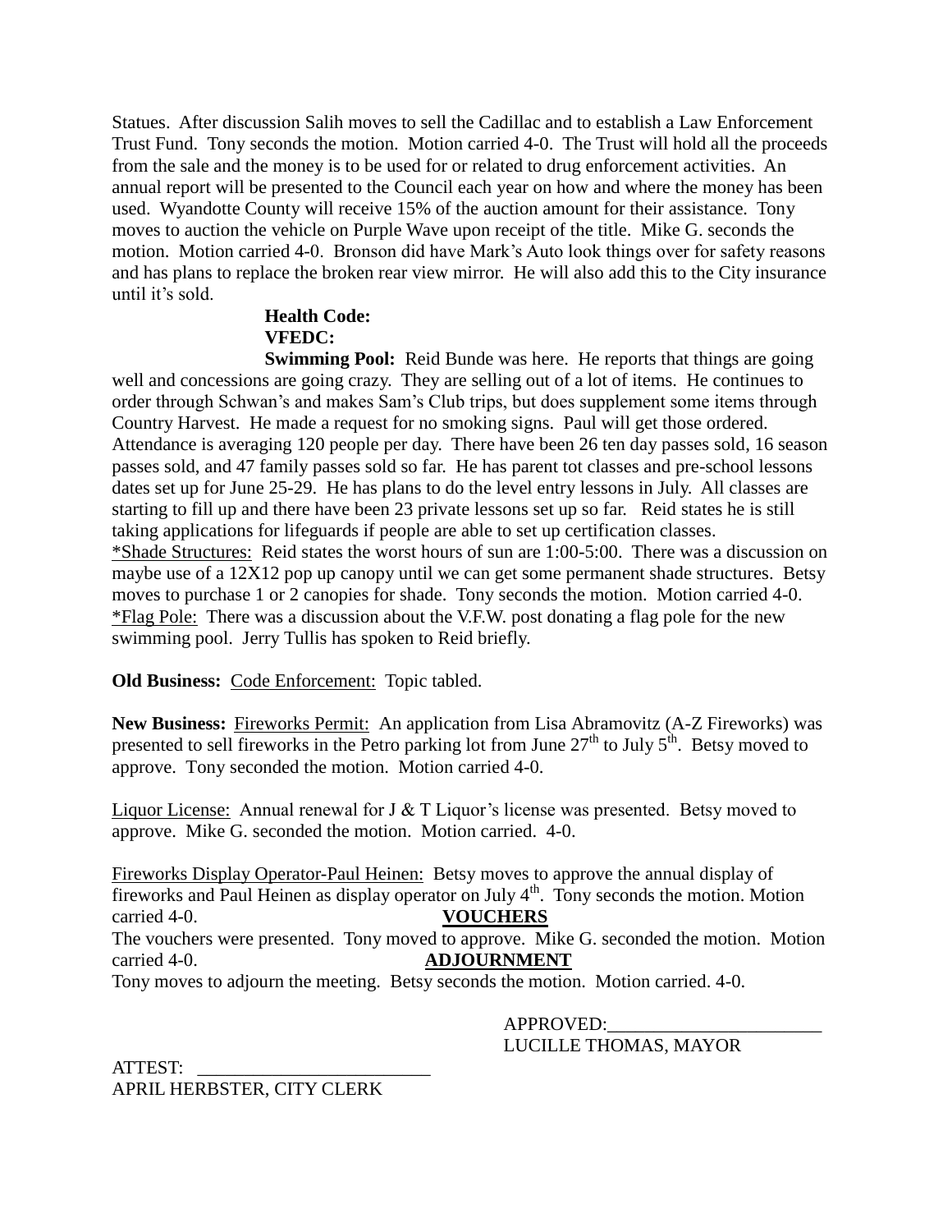Statues. After discussion Salih moves to sell the Cadillac and to establish a Law Enforcement Trust Fund. Tony seconds the motion. Motion carried 4-0. The Trust will hold all the proceeds from the sale and the money is to be used for or related to drug enforcement activities. An annual report will be presented to the Council each year on how and where the money has been used. Wyandotte County will receive 15% of the auction amount for their assistance. Tony moves to auction the vehicle on Purple Wave upon receipt of the title. Mike G. seconds the motion. Motion carried 4-0. Bronson did have Mark's Auto look things over for safety reasons and has plans to replace the broken rear view mirror. He will also add this to the City insurance until it's sold.

**Health Code:**

**VFEDC:**

**Swimming Pool:** Reid Bunde was here. He reports that things are going well and concessions are going crazy. They are selling out of a lot of items. He continues to order through Schwan's and makes Sam's Club trips, but does supplement some items through Country Harvest. He made a request for no smoking signs. Paul will get those ordered. Attendance is averaging 120 people per day. There have been 26 ten day passes sold, 16 season passes sold, and 47 family passes sold so far. He has parent tot classes and pre-school lessons dates set up for June 25-29. He has plans to do the level entry lessons in July. All classes are starting to fill up and there have been 23 private lessons set up so far. Reid states he is still taking applications for lifeguards if people are able to set up certification classes.

*Shade Structures: Reid states the worst hours of sun are 1:00-5:00. There was a discussion on maybe use of a 12X12 pop up canopy until we can get some permanent shade structures. Betsy moves to purchase 1 or 2 canopies for shade. Tony seconds the motion. Motion carried 4-0.

*Flag Pole: There was a discussion about the V.F.W. post donating a flag pole for the new swimming pool. Jerry Tullis has spoken to Reid briefly.

**Old Business:** Code Enforcement: Topic tabled.

**New Business:** Fireworks Permit: An application from Lisa Abramovitz (A-Z Fireworks) was presented to sell fireworks in the Petro parking lot from June 27th to July 5th. Betsy moved to approve. Tony seconded the motion. Motion carried 4-0.

Liquor License: Annual renewal for J & T Liquor's license was presented. Betsy moved to approve. Mike G. seconded the motion. Motion carried. 4-0.

Fireworks Display Operator-Paul Heinen: Betsy moves to approve the annual display of fireworks and Paul Heinen as display operator on July 4th. Tony seconds the motion. Motion carried 4-0.

**VOUCHERS**

The vouchers were presented. Tony moved to approve. Mike G. seconded the motion. Motion carried 4-0.

**ADJOURNMENT**

Tony moves to adjourn the meeting. Betsy seconds the motion. Motion carried. 4-0.

APPROVED:______________________
LUCILLE THOMAS, MAYOR

ATTEST: ________________________
APRIL HERBSTER, CITY CLERK